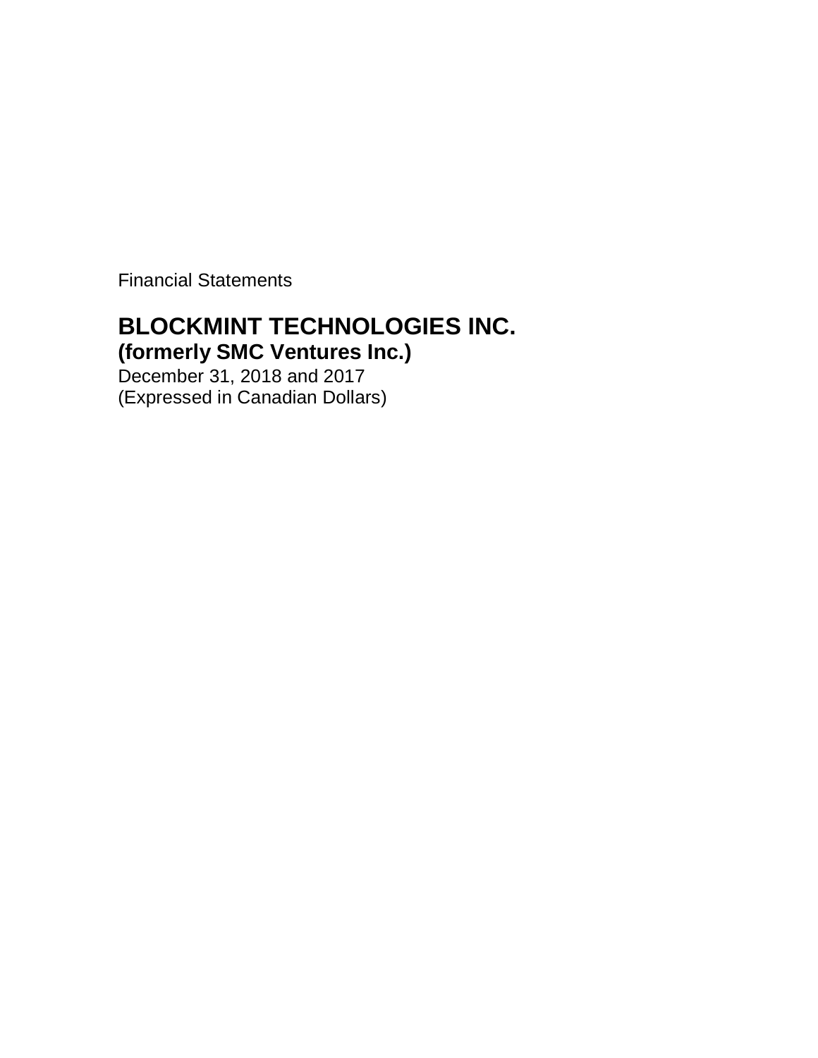Financial Statements

# BLOCKMINT TECHNOLOGIES INC.

## (formerly SMC Ventures Inc.)

December 31, 2018 and 2017

(Expressed in Canadian Dollars)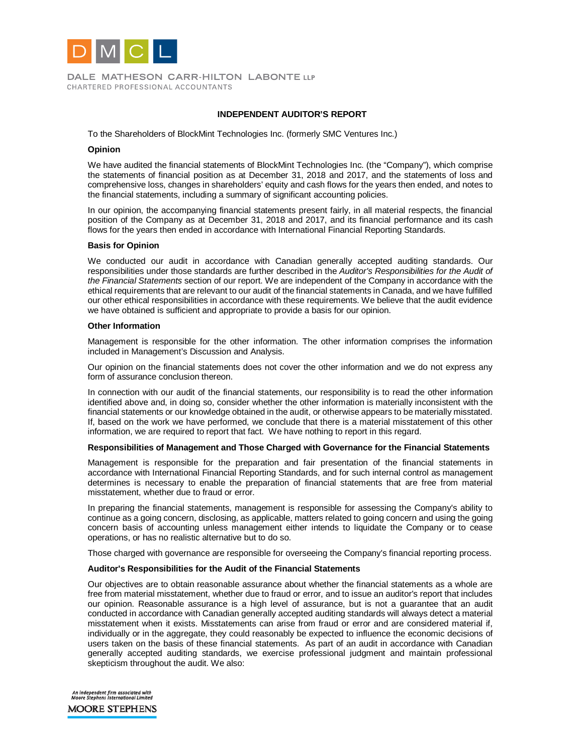DALE MATHESON CARR-HILTON LABONTE LLP
CHARTERED PROFESSIONAL ACCOUNTANTS

**INDEPENDENT AUDITOR'S REPORT**

To the Shareholders of BlockMint Technologies Inc. (formerly SMC Ventures Inc.)

**Opinion**

We have audited the financial statements of BlockMint Technologies Inc. (the "Company"), which comprise the statements of financial position as at December 31, 2018 and 2017, and the statements of loss and comprehensive loss, changes in shareholders' equity and cash flows for the years then ended, and notes to the financial statements, including a summary of significant accounting policies.

In our opinion, the accompanying financial statements present fairly, in all material respects, the financial position of the Company as at December 31, 2018 and 2017, and its financial performance and its cash flows for the years then ended in accordance with International Financial Reporting Standards.

**Basis for Opinion**

We conducted our audit in accordance with Canadian generally accepted auditing standards. Our responsibilities under those standards are further described in the *Auditor's Responsibilities for the Audit of the Financial Statements* section of our report. We are independent of the Company in accordance with the ethical requirements that are relevant to our audit of the financial statements in Canada, and we have fulfilled our other ethical responsibilities in accordance with these requirements. We believe that the audit evidence we have obtained is sufficient and appropriate to provide a basis for our opinion.

**Other Information**

Management is responsible for the other information. The other information comprises the information included in Management's Discussion and Analysis.

Our opinion on the financial statements does not cover the other information and we do not express any form of assurance conclusion thereon.

In connection with our audit of the financial statements, our responsibility is to read the other information identified above and, in doing so, consider whether the other information is materially inconsistent with the financial statements or our knowledge obtained in the audit, or otherwise appears to be materially misstated. If, based on the work we have performed, we conclude that there is a material misstatement of this other information, we are required to report that fact. We have nothing to report in this regard.

**Responsibilities of Management and Those Charged with Governance for the Financial Statements**

Management is responsible for the preparation and fair presentation of the financial statements in accordance with International Financial Reporting Standards, and for such internal control as management determines is necessary to enable the preparation of financial statements that are free from material misstatement, whether due to fraud or error.

In preparing the financial statements, management is responsible for assessing the Company's ability to continue as a going concern, disclosing, as applicable, matters related to going concern and using the going concern basis of accounting unless management either intends to liquidate the Company or to cease operations, or has no realistic alternative but to do so.

Those charged with governance are responsible for overseeing the Company's financial reporting process.

**Auditor's Responsibilities for the Audit of the Financial Statements**

Our objectives are to obtain reasonable assurance about whether the financial statements as a whole are free from material misstatement, whether due to fraud or error, and to issue an auditor's report that includes our opinion. Reasonable assurance is a high level of assurance, but is not a guarantee that an audit conducted in accordance with Canadian generally accepted auditing standards will always detect a material misstatement when it exists. Misstatements can arise from fraud or error and are considered material if, individually or in the aggregate, they could reasonably be expected to influence the economic decisions of users taken on the basis of these financial statements. As part of an audit in accordance with Canadian generally accepted auditing standards, we exercise professional judgment and maintain professional skepticism throughout the audit. We also:

*An independent firm associated with Moore Stephens International Limited*

MOORE STEPHENS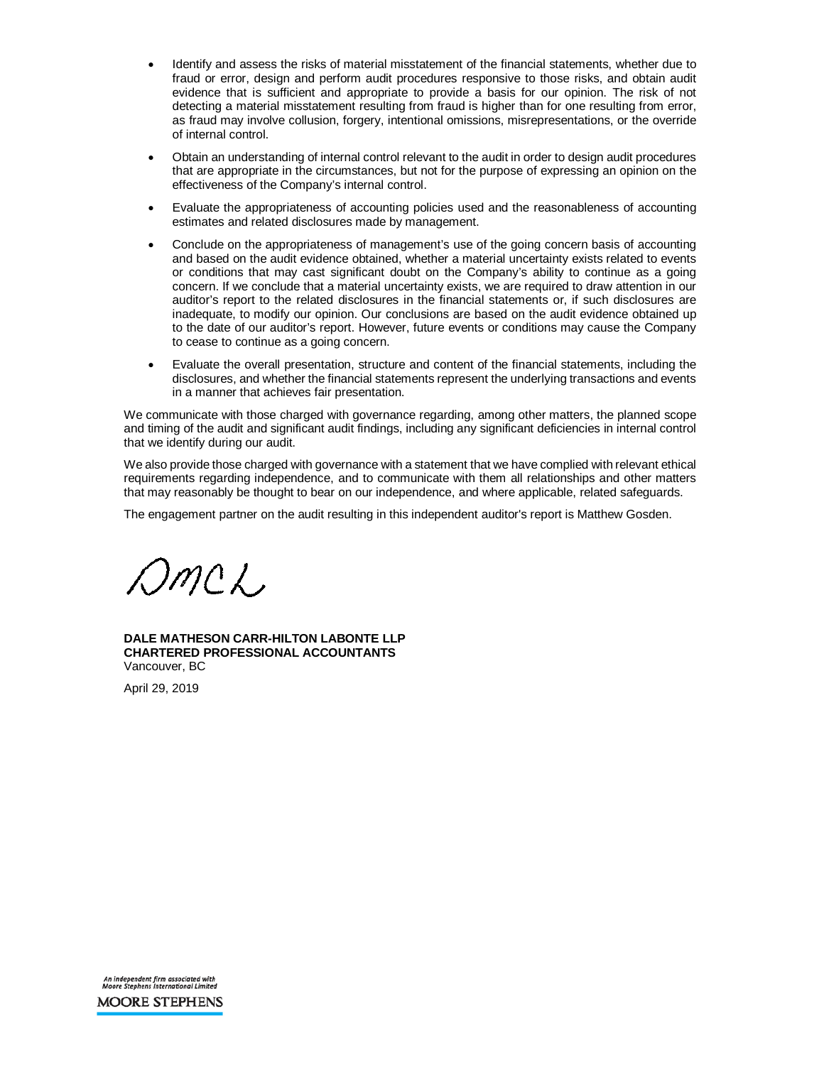- Identify and assess the risks of material misstatement of the financial statements, whether due to fraud or error, design and perform audit procedures responsive to those risks, and obtain audit evidence that is sufficient and appropriate to provide a basis for our opinion. The risk of not detecting a material misstatement resulting from fraud is higher than for one resulting from error, as fraud may involve collusion, forgery, intentional omissions, misrepresentations, or the override of internal control.
- Obtain an understanding of internal control relevant to the audit in order to design audit procedures that are appropriate in the circumstances, but not for the purpose of expressing an opinion on the effectiveness of the Company's internal control.
- Evaluate the appropriateness of accounting policies used and the reasonableness of accounting estimates and related disclosures made by management.
- Conclude on the appropriateness of management's use of the going concern basis of accounting and based on the audit evidence obtained, whether a material uncertainty exists related to events or conditions that may cast significant doubt on the Company's ability to continue as a going concern. If we conclude that a material uncertainty exists, we are required to draw attention in our auditor's report to the related disclosures in the financial statements or, if such disclosures are inadequate, to modify our opinion. Our conclusions are based on the audit evidence obtained up to the date of our auditor's report. However, future events or conditions may cause the Company to cease to continue as a going concern.
- Evaluate the overall presentation, structure and content of the financial statements, including the disclosures, and whether the financial statements represent the underlying transactions and events in a manner that achieves fair presentation.

We communicate with those charged with governance regarding, among other matters, the planned scope and timing of the audit and significant audit findings, including any significant deficiencies in internal control that we identify during our audit.

We also provide those charged with governance with a statement that we have complied with relevant ethical requirements regarding independence, and to communicate with them all relationships and other matters that may reasonably be thought to bear on our independence, and where applicable, related safeguards.

The engagement partner on the audit resulting in this independent auditor's report is Matthew Gosden.

DMCL

**DALE MATHESON CARR-HILTON LABONTE LLP**
**CHARTERED PROFESSIONAL ACCOUNTANTS**
Vancouver, BC

April 29, 2019

An independent firm associated with Moore Stephens International Limited
MOORE STEPHENS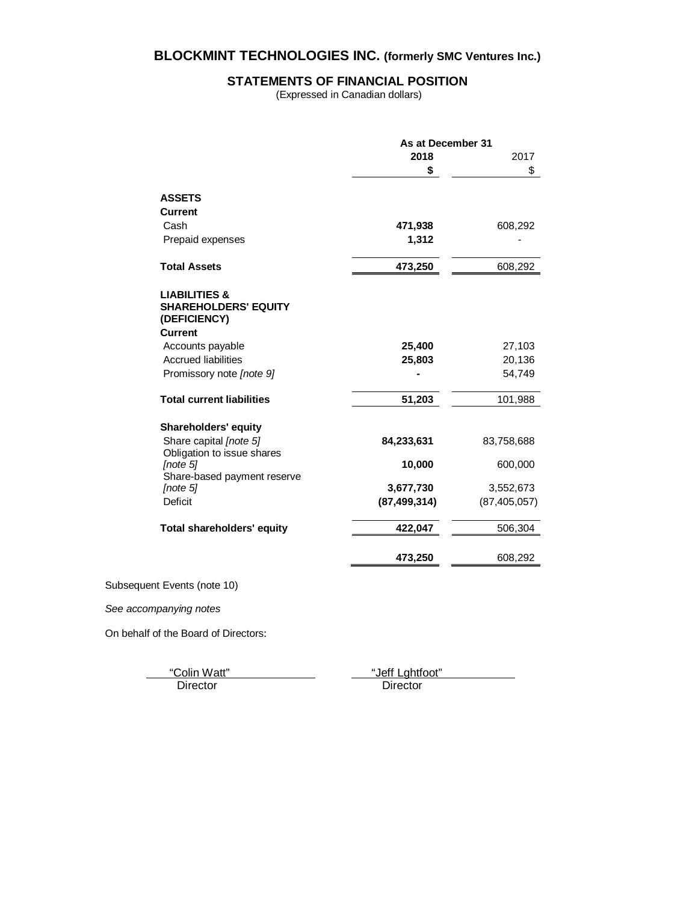# BLOCKMINT TECHNOLOGIES INC. (formerly SMC Ventures Inc.)

## STATEMENTS OF FINANCIAL POSITION

(Expressed in Canadian dollars)

| | As at December 31 | |
|---|---|---|
| | **2018** | 2017 |
| | **$** | $ |
| **ASSETS** | | |
| **Current** | | |
| Cash | **471,938** | 608,292 |
| Prepaid expenses | **1,312** | - |
| **Total Assets** | **473,250** | 608,292 |
| **LIABILITIES & SHAREHOLDERS' EQUITY (DEFICIENCY)** | | |
| **Current** | | |
| Accounts payable | **25,400** | 27,103 |
| Accrued liabilities | **25,803** | 20,136 |
| Promissory note *[note 9]* | **-** | 54,749 |
| **Total current liabilities** | **51,203** | 101,988 |
| **Shareholders' equity** | | |
| Share capital *[note 5]* | **84,233,631** | 83,758,688 |
| Obligation to issue shares *[note 5]* | **10,000** | 600,000 |
| Share-based payment reserve *[note 5]* | **3,677,730** | 3,552,673 |
| Deficit | **(87,499,314)** | (87,405,057) |
| **Total shareholders' equity** | **422,047** | 506,304 |
| | **473,250** | 608,292 |

Subsequent Events (note 10)

*See accompanying notes*

On behalf of the Board of Directors:

"Colin Watt"
Director

"Jeff Lghtfoot"
Director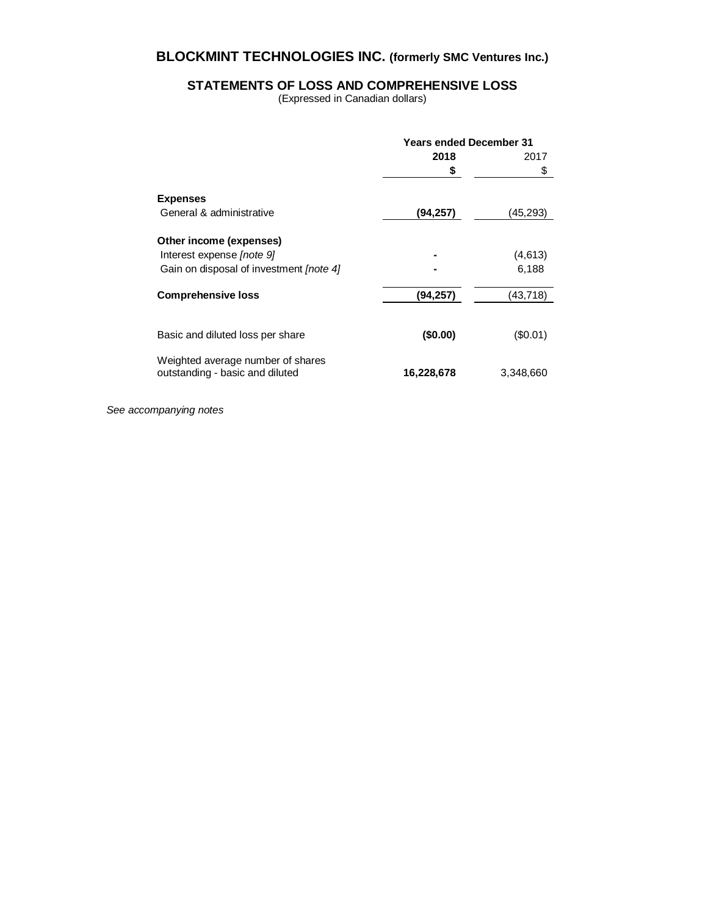# BLOCKMINT TECHNOLOGIES INC. (formerly SMC Ventures Inc.)

## STATEMENTS OF LOSS AND COMPREHENSIVE LOSS

(Expressed in Canadian dollars)

| | Years ended December 31 | |
|---|---|---|
| | **2018** | 2017 |
| | **$** | $ |
| **Expenses** | | |
| General & administrative | **(94,257)** | (45,293) |
| **Other income (expenses)** | | |
| Interest expense *[note 9]* | **-** | (4,613) |
| Gain on disposal of investment *[note 4]* | **-** | 6,188 |
| **Comprehensive loss** | **(94,257)** | (43,718) |
| Basic and diluted loss per share | **($0.00)** | ($0.01) |
| Weighted average number of shares outstanding - basic and diluted | **16,228,678** | 3,348,660 |

*See accompanying notes*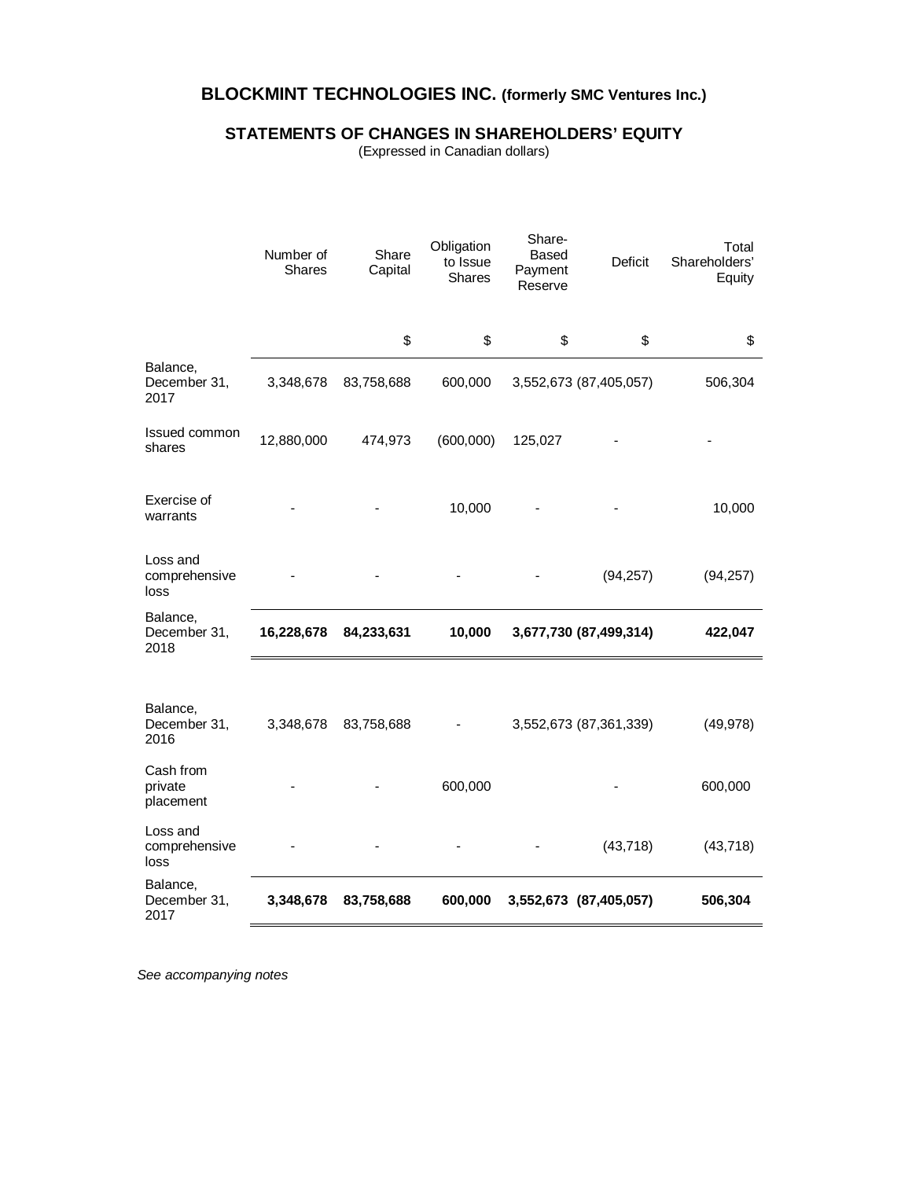# BLOCKMINT TECHNOLOGIES INC. (formerly SMC Ventures Inc.)

## STATEMENTS OF CHANGES IN SHAREHOLDERS' EQUITY

(Expressed in Canadian dollars)

| | Number of Shares | Share Capital | Obligation to Issue Shares | Share-Based Payment Reserve | Deficit | Total Shareholders' Equity |
|---|---|---|---|---|---|---|
| | | $ | $ | $ | $ | $ |
| Balance, December 31, 2017 | 3,348,678 | 83,758,688 | 600,000 | 3,552,673 | (87,405,057) | 506,304 |
| Issued common shares | 12,880,000 | 474,973 | (600,000) | 125,027 | - | - |
| Exercise of warrants | - | - | 10,000 | - | - | 10,000 |
| Loss and comprehensive loss | - | - | - | - | (94,257) | (94,257) |
| **Balance, December 31, 2018** | **16,228,678** | **84,233,631** | **10,000** | **3,677,730** | **(87,499,314)** | **422,047** |
| | | | | | | |
| Balance, December 31, 2016 | 3,348,678 | 83,758,688 | - | 3,552,673 | (87,361,339) | (49,978) |
| Cash from private placement | - | - | 600,000 | | - | 600,000 |
| Loss and comprehensive loss | - | - | - | - | (43,718) | (43,718) |
| **Balance, December 31, 2017** | **3,348,678** | **83,758,688** | **600,000** | **3,552,673** | **(87,405,057)** | **506,304** |

*See accompanying notes*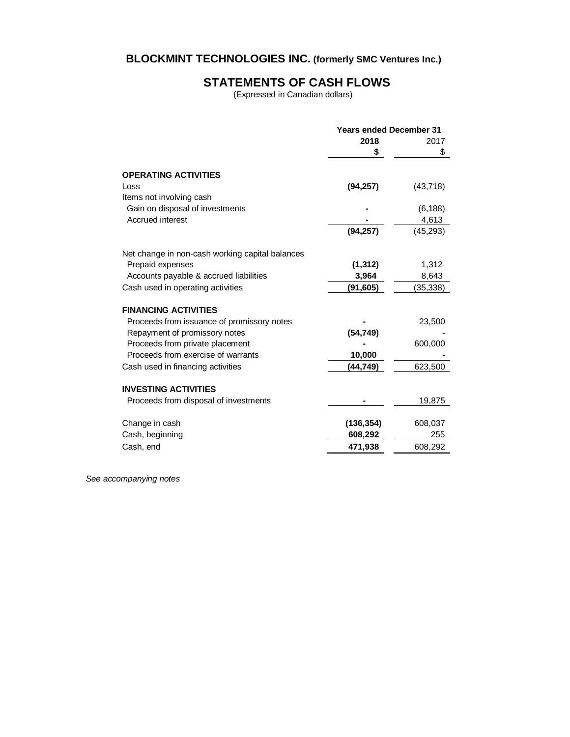# BLOCKMINT TECHNOLOGIES INC. (formerly SMC Ventures Inc.)

## STATEMENTS OF CASH FLOWS

(Expressed in Canadian dollars)

| | Years ended December 31 | |
|---|---|---|
| | **2018** | 2017 |
| | **$** | $ |
| **OPERATING ACTIVITIES** | | |
| Loss | **(94,257)** | (43,718) |
| Items not involving cash | | |
| Gain on disposal of investments | **-** | (6,188) |
| Accrued interest | **-** | 4,613 |
| | **(94,257)** | (45,293) |
| Net change in non-cash working capital balances | | |
| Prepaid expenses | **(1,312)** | 1,312 |
| Accounts payable & accrued liabilities | **3,964** | 8,643 |
| Cash used in operating activities | **(91,605)** | (35,338) |
| **FINANCING ACTIVITIES** | | |
| Proceeds from issuance of promissory notes | **-** | 23,500 |
| Repayment of promissory notes | **(54,749)** | - |
| Proceeds from private placement | **-** | 600,000 |
| Proceeds from exercise of warrants | **10,000** | - |
| Cash used in financing activities | **(44,749)** | 623,500 |
| **INVESTING ACTIVITIES** | | |
| Proceeds from disposal of investments | **-** | 19,875 |
| Change in cash | **(136,354)** | 608,037 |
| Cash, beginning | **608,292** | 255 |
| Cash, end | **471,938** | 608,292 |

*See accompanying notes*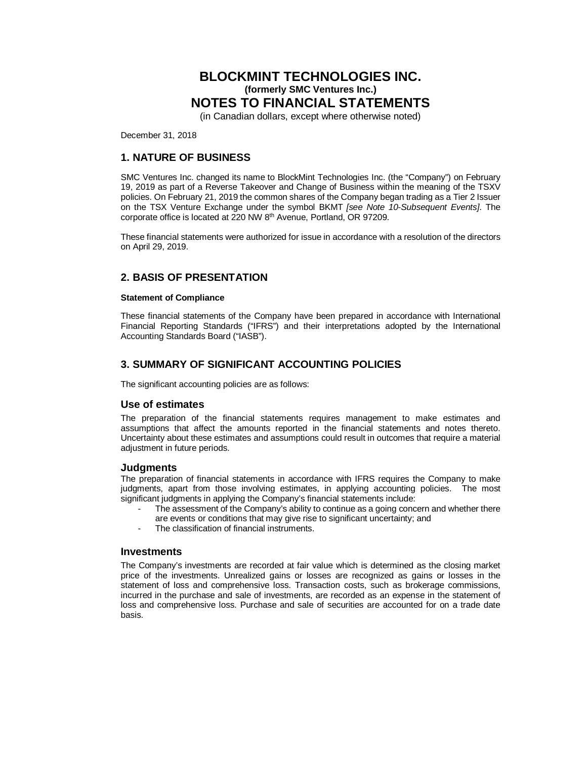# BLOCKMINT TECHNOLOGIES INC.

**(formerly SMC Ventures Inc.)**

# NOTES TO FINANCIAL STATEMENTS

(in Canadian dollars, except where otherwise noted)

December 31, 2018

## 1. NATURE OF BUSINESS

SMC Ventures Inc. changed its name to BlockMint Technologies Inc. (the "Company") on February 19, 2019 as part of a Reverse Takeover and Change of Business within the meaning of the TSXV policies. On February 21, 2019 the common shares of the Company began trading as a Tier 2 Issuer on the TSX Venture Exchange under the symbol BKMT *[see Note 10-Subsequent Events]*. The corporate office is located at 220 NW 8th Avenue, Portland, OR 97209.

These financial statements were authorized for issue in accordance with a resolution of the directors on April 29, 2019.

## 2. BASIS OF PRESENTATION

**Statement of Compliance**

These financial statements of the Company have been prepared in accordance with International Financial Reporting Standards ("IFRS") and their interpretations adopted by the International Accounting Standards Board ("IASB").

## 3. SUMMARY OF SIGNIFICANT ACCOUNTING POLICIES

The significant accounting policies are as follows:

### Use of estimates

The preparation of the financial statements requires management to make estimates and assumptions that affect the amounts reported in the financial statements and notes thereto. Uncertainty about these estimates and assumptions could result in outcomes that require a material adjustment in future periods.

### Judgments

The preparation of financial statements in accordance with IFRS requires the Company to make judgments, apart from those involving estimates, in applying accounting policies. The most significant judgments in applying the Company's financial statements include:

- The assessment of the Company's ability to continue as a going concern and whether there are events or conditions that may give rise to significant uncertainty; and
- The classification of financial instruments.

### Investments

The Company's investments are recorded at fair value which is determined as the closing market price of the investments. Unrealized gains or losses are recognized as gains or losses in the statement of loss and comprehensive loss. Transaction costs, such as brokerage commissions, incurred in the purchase and sale of investments, are recorded as an expense in the statement of loss and comprehensive loss. Purchase and sale of securities are accounted for on a trade date basis.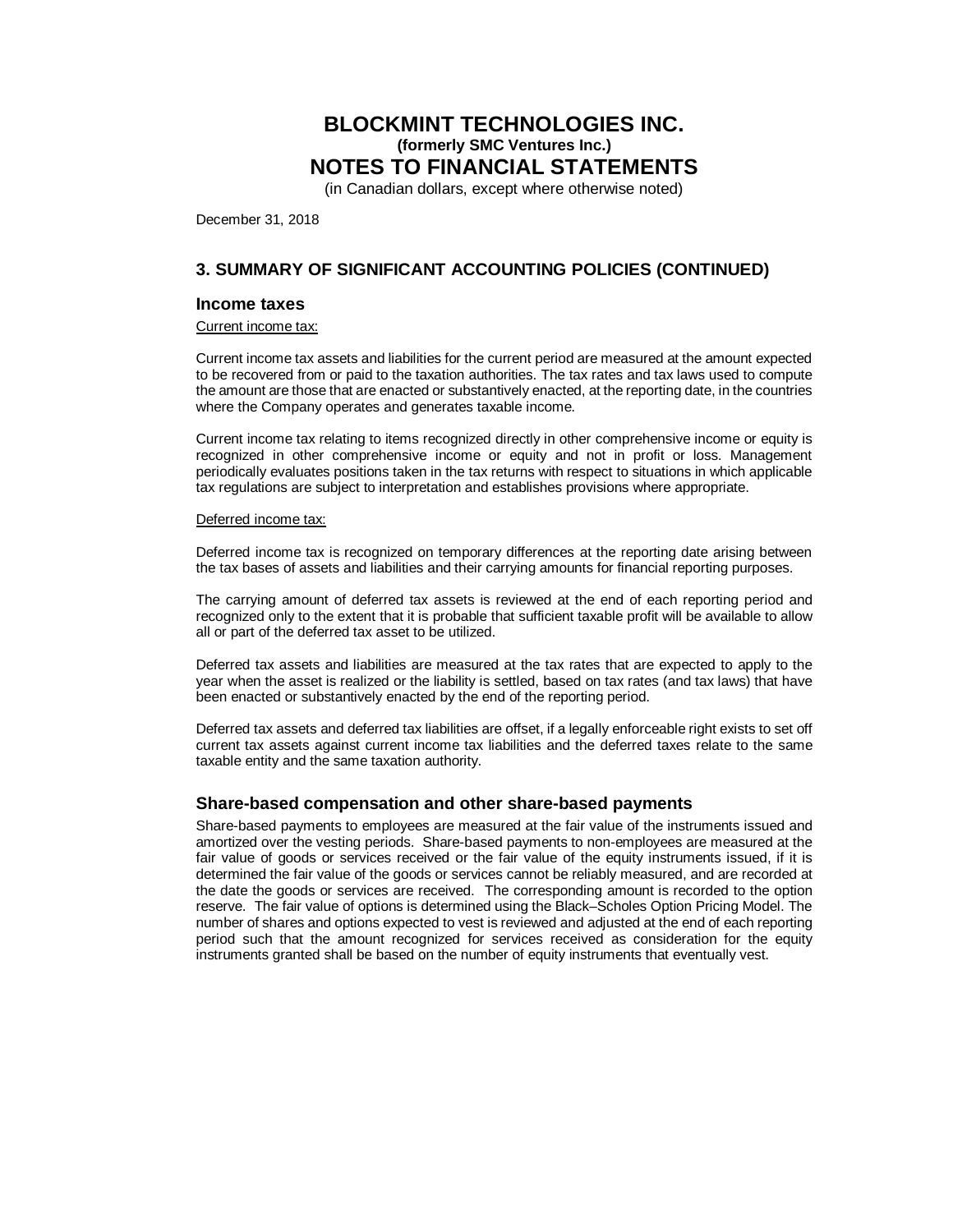# BLOCKMINT TECHNOLOGIES INC.
**(formerly SMC Ventures Inc.)**
# NOTES TO FINANCIAL STATEMENTS
(in Canadian dollars, except where otherwise noted)

December 31, 2018

## 3. SUMMARY OF SIGNIFICANT ACCOUNTING POLICIES (CONTINUED)

### Income taxes

Current income tax:

Current income tax assets and liabilities for the current period are measured at the amount expected to be recovered from or paid to the taxation authorities. The tax rates and tax laws used to compute the amount are those that are enacted or substantively enacted, at the reporting date, in the countries where the Company operates and generates taxable income.

Current income tax relating to items recognized directly in other comprehensive income or equity is recognized in other comprehensive income or equity and not in profit or loss. Management periodically evaluates positions taken in the tax returns with respect to situations in which applicable tax regulations are subject to interpretation and establishes provisions where appropriate.

Deferred income tax:

Deferred income tax is recognized on temporary differences at the reporting date arising between the tax bases of assets and liabilities and their carrying amounts for financial reporting purposes.

The carrying amount of deferred tax assets is reviewed at the end of each reporting period and recognized only to the extent that it is probable that sufficient taxable profit will be available to allow all or part of the deferred tax asset to be utilized.

Deferred tax assets and liabilities are measured at the tax rates that are expected to apply to the year when the asset is realized or the liability is settled, based on tax rates (and tax laws) that have been enacted or substantively enacted by the end of the reporting period.

Deferred tax assets and deferred tax liabilities are offset, if a legally enforceable right exists to set off current tax assets against current income tax liabilities and the deferred taxes relate to the same taxable entity and the same taxation authority.

### Share-based compensation and other share-based payments

Share-based payments to employees are measured at the fair value of the instruments issued and amortized over the vesting periods. Share-based payments to non-employees are measured at the fair value of goods or services received or the fair value of the equity instruments issued, if it is determined the fair value of the goods or services cannot be reliably measured, and are recorded at the date the goods or services are received. The corresponding amount is recorded to the option reserve. The fair value of options is determined using the Black–Scholes Option Pricing Model. The number of shares and options expected to vest is reviewed and adjusted at the end of each reporting period such that the amount recognized for services received as consideration for the equity instruments granted shall be based on the number of equity instruments that eventually vest.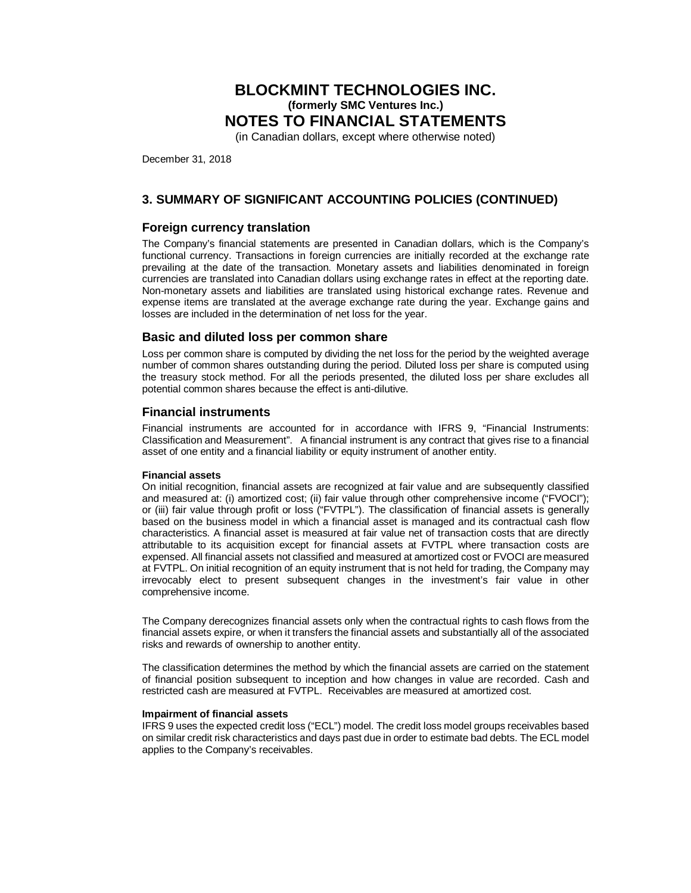# BLOCKMINT TECHNOLOGIES INC.
**(formerly SMC Ventures Inc.)**
# NOTES TO FINANCIAL STATEMENTS
(in Canadian dollars, except where otherwise noted)

December 31, 2018

## 3. SUMMARY OF SIGNIFICANT ACCOUNTING POLICIES (CONTINUED)

### Foreign currency translation

The Company's financial statements are presented in Canadian dollars, which is the Company's functional currency. Transactions in foreign currencies are initially recorded at the exchange rate prevailing at the date of the transaction. Monetary assets and liabilities denominated in foreign currencies are translated into Canadian dollars using exchange rates in effect at the reporting date. Non-monetary assets and liabilities are translated using historical exchange rates. Revenue and expense items are translated at the average exchange rate during the year. Exchange gains and losses are included in the determination of net loss for the year.

### Basic and diluted loss per common share

Loss per common share is computed by dividing the net loss for the period by the weighted average number of common shares outstanding during the period. Diluted loss per share is computed using the treasury stock method. For all the periods presented, the diluted loss per share excludes all potential common shares because the effect is anti-dilutive.

### Financial instruments

Financial instruments are accounted for in accordance with IFRS 9, "Financial Instruments: Classification and Measurement". A financial instrument is any contract that gives rise to a financial asset of one entity and a financial liability or equity instrument of another entity.

**Financial assets**

On initial recognition, financial assets are recognized at fair value and are subsequently classified and measured at: (i) amortized cost; (ii) fair value through other comprehensive income ("FVOCI"); or (iii) fair value through profit or loss ("FVTPL"). The classification of financial assets is generally based on the business model in which a financial asset is managed and its contractual cash flow characteristics. A financial asset is measured at fair value net of transaction costs that are directly attributable to its acquisition except for financial assets at FVTPL where transaction costs are expensed. All financial assets not classified and measured at amortized cost or FVOCI are measured at FVTPL. On initial recognition of an equity instrument that is not held for trading, the Company may irrevocably elect to present subsequent changes in the investment's fair value in other comprehensive income.

The Company derecognizes financial assets only when the contractual rights to cash flows from the financial assets expire, or when it transfers the financial assets and substantially all of the associated risks and rewards of ownership to another entity.

The classification determines the method by which the financial assets are carried on the statement of financial position subsequent to inception and how changes in value are recorded. Cash and restricted cash are measured at FVTPL. Receivables are measured at amortized cost.

**Impairment of financial assets**

IFRS 9 uses the expected credit loss ("ECL") model. The credit loss model groups receivables based on similar credit risk characteristics and days past due in order to estimate bad debts. The ECL model applies to the Company's receivables.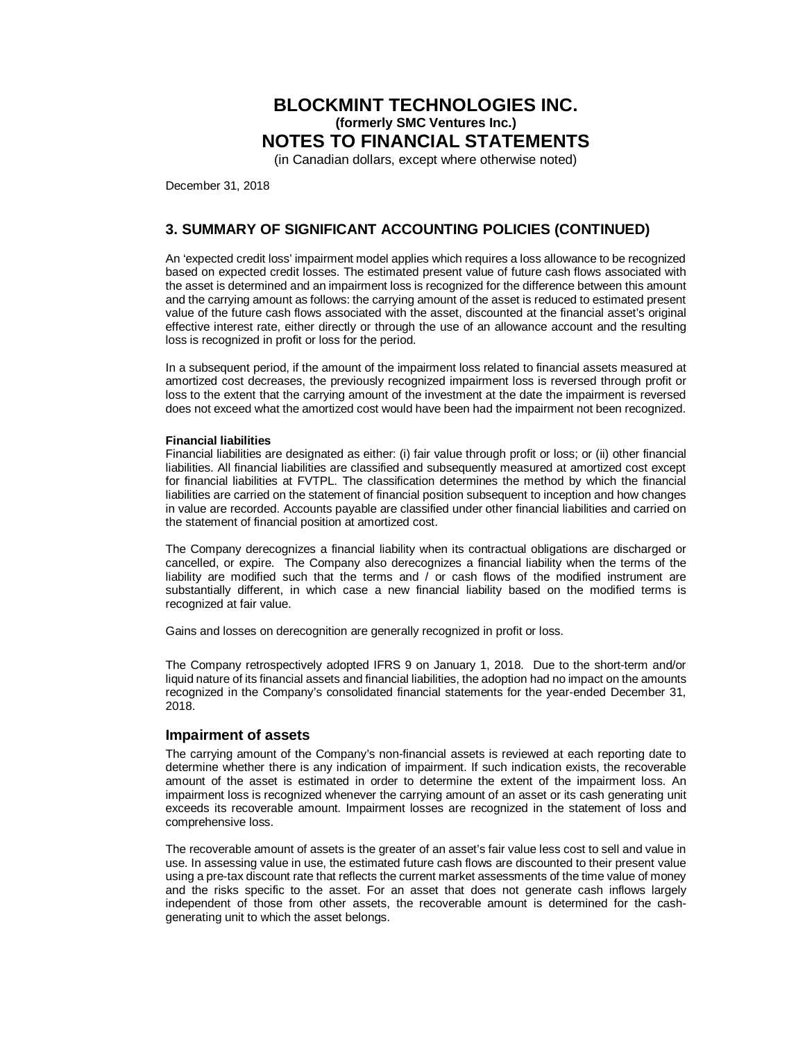# BLOCKMINT TECHNOLOGIES INC.
**(formerly SMC Ventures Inc.)**
# NOTES TO FINANCIAL STATEMENTS
(in Canadian dollars, except where otherwise noted)

December 31, 2018

## 3. SUMMARY OF SIGNIFICANT ACCOUNTING POLICIES (CONTINUED)

An 'expected credit loss' impairment model applies which requires a loss allowance to be recognized based on expected credit losses. The estimated present value of future cash flows associated with the asset is determined and an impairment loss is recognized for the difference between this amount and the carrying amount as follows: the carrying amount of the asset is reduced to estimated present value of the future cash flows associated with the asset, discounted at the financial asset's original effective interest rate, either directly or through the use of an allowance account and the resulting loss is recognized in profit or loss for the period.

In a subsequent period, if the amount of the impairment loss related to financial assets measured at amortized cost decreases, the previously recognized impairment loss is reversed through profit or loss to the extent that the carrying amount of the investment at the date the impairment is reversed does not exceed what the amortized cost would have been had the impairment not been recognized.

**Financial liabilities**
Financial liabilities are designated as either: (i) fair value through profit or loss; or (ii) other financial liabilities. All financial liabilities are classified and subsequently measured at amortized cost except for financial liabilities at FVTPL. The classification determines the method by which the financial liabilities are carried on the statement of financial position subsequent to inception and how changes in value are recorded. Accounts payable are classified under other financial liabilities and carried on the statement of financial position at amortized cost.

The Company derecognizes a financial liability when its contractual obligations are discharged or cancelled, or expire. The Company also derecognizes a financial liability when the terms of the liability are modified such that the terms and / or cash flows of the modified instrument are substantially different, in which case a new financial liability based on the modified terms is recognized at fair value.

Gains and losses on derecognition are generally recognized in profit or loss.

The Company retrospectively adopted IFRS 9 on January 1, 2018. Due to the short-term and/or liquid nature of its financial assets and financial liabilities, the adoption had no impact on the amounts recognized in the Company's consolidated financial statements for the year-ended December 31, 2018.

### Impairment of assets

The carrying amount of the Company's non-financial assets is reviewed at each reporting date to determine whether there is any indication of impairment. If such indication exists, the recoverable amount of the asset is estimated in order to determine the extent of the impairment loss. An impairment loss is recognized whenever the carrying amount of an asset or its cash generating unit exceeds its recoverable amount. Impairment losses are recognized in the statement of loss and comprehensive loss.

The recoverable amount of assets is the greater of an asset's fair value less cost to sell and value in use. In assessing value in use, the estimated future cash flows are discounted to their present value using a pre-tax discount rate that reflects the current market assessments of the time value of money and the risks specific to the asset. For an asset that does not generate cash inflows largely independent of those from other assets, the recoverable amount is determined for the cash-generating unit to which the asset belongs.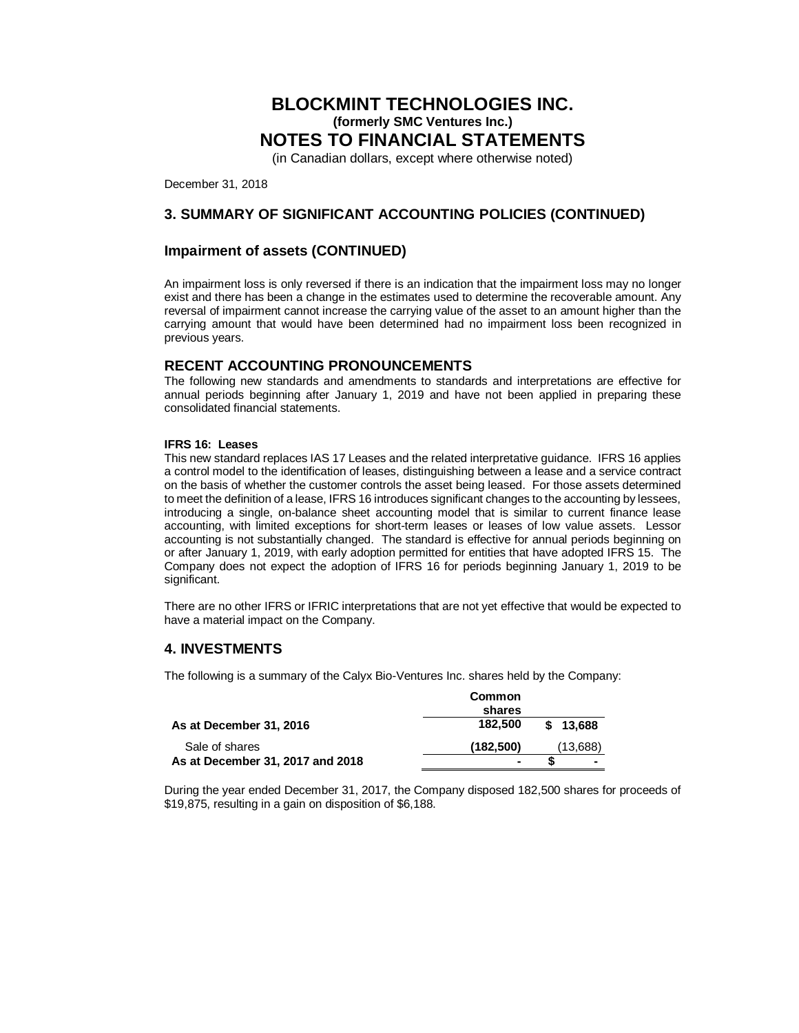# BLOCKMINT TECHNOLOGIES INC.
### (formerly SMC Ventures Inc.)
# NOTES TO FINANCIAL STATEMENTS
(in Canadian dollars, except where otherwise noted)

December 31, 2018

## 3. SUMMARY OF SIGNIFICANT ACCOUNTING POLICIES (CONTINUED)

### Impairment of assets (CONTINUED)

An impairment loss is only reversed if there is an indication that the impairment loss may no longer exist and there has been a change in the estimates used to determine the recoverable amount. Any reversal of impairment cannot increase the carrying value of the asset to an amount higher than the carrying amount that would have been determined had no impairment loss been recognized in previous years.

### RECENT ACCOUNTING PRONOUNCEMENTS

The following new standards and amendments to standards and interpretations are effective for annual periods beginning after January 1, 2019 and have not been applied in preparing these consolidated financial statements.

**IFRS 16: Leases**

This new standard replaces IAS 17 Leases and the related interpretative guidance. IFRS 16 applies a control model to the identification of leases, distinguishing between a lease and a service contract on the basis of whether the customer controls the asset being leased. For those assets determined to meet the definition of a lease, IFRS 16 introduces significant changes to the accounting by lessees, introducing a single, on-balance sheet accounting model that is similar to current finance lease accounting, with limited exceptions for short-term leases or leases of low value assets. Lessor accounting is not substantially changed. The standard is effective for annual periods beginning on or after January 1, 2019, with early adoption permitted for entities that have adopted IFRS 15. The Company does not expect the adoption of IFRS 16 for periods beginning January 1, 2019 to be significant.

There are no other IFRS or IFRIC interpretations that are not yet effective that would be expected to have a material impact on the Company.

## 4. INVESTMENTS

The following is a summary of the Calyx Bio-Ventures Inc. shares held by the Company:

| | Common shares | |
|---|---|---|
| **As at December 31, 2016** | **182,500** | **$ 13,688** |
| Sale of shares | **(182,500)** | (13,688) |
| **As at December 31, 2017 and 2018** | **-** | **$ -** |

During the year ended December 31, 2017, the Company disposed 182,500 shares for proceeds of $19,875, resulting in a gain on disposition of $6,188.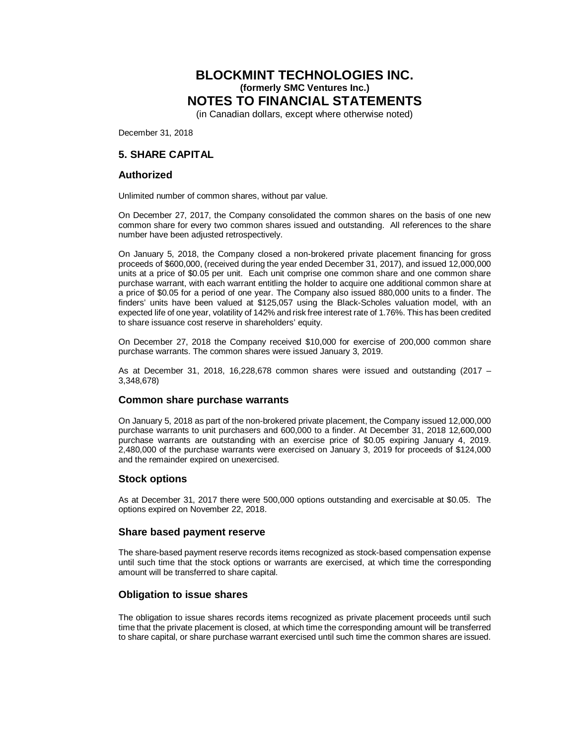# BLOCKMINT TECHNOLOGIES INC.
**(formerly SMC Ventures Inc.)**
# NOTES TO FINANCIAL STATEMENTS
(in Canadian dollars, except where otherwise noted)

December 31, 2018

## 5. SHARE CAPITAL

### Authorized

Unlimited number of common shares, without par value.

On December 27, 2017, the Company consolidated the common shares on the basis of one new common share for every two common shares issued and outstanding. All references to the share number have been adjusted retrospectively.

On January 5, 2018, the Company closed a non-brokered private placement financing for gross proceeds of $600,000, (received during the year ended December 31, 2017), and issued 12,000,000 units at a price of $0.05 per unit. Each unit comprise one common share and one common share purchase warrant, with each warrant entitling the holder to acquire one additional common share at a price of $0.05 for a period of one year. The Company also issued 880,000 units to a finder. The finders' units have been valued at $125,057 using the Black-Scholes valuation model, with an expected life of one year, volatility of 142% and risk free interest rate of 1.76%. This has been credited to share issuance cost reserve in shareholders' equity.

On December 27, 2018 the Company received $10,000 for exercise of 200,000 common share purchase warrants. The common shares were issued January 3, 2019.

As at December 31, 2018, 16,228,678 common shares were issued and outstanding (2017 – 3,348,678)

### Common share purchase warrants

On January 5, 2018 as part of the non-brokered private placement, the Company issued 12,000,000 purchase warrants to unit purchasers and 600,000 to a finder. At December 31, 2018 12,600,000 purchase warrants are outstanding with an exercise price of $0.05 expiring January 4, 2019. 2,480,000 of the purchase warrants were exercised on January 3, 2019 for proceeds of $124,000 and the remainder expired on unexercised.

### Stock options

As at December 31, 2017 there were 500,000 options outstanding and exercisable at $0.05. The options expired on November 22, 2018.

### Share based payment reserve

The share-based payment reserve records items recognized as stock-based compensation expense until such time that the stock options or warrants are exercised, at which time the corresponding amount will be transferred to share capital.

### Obligation to issue shares

The obligation to issue shares records items recognized as private placement proceeds until such time that the private placement is closed, at which time the corresponding amount will be transferred to share capital, or share purchase warrant exercised until such time the common shares are issued.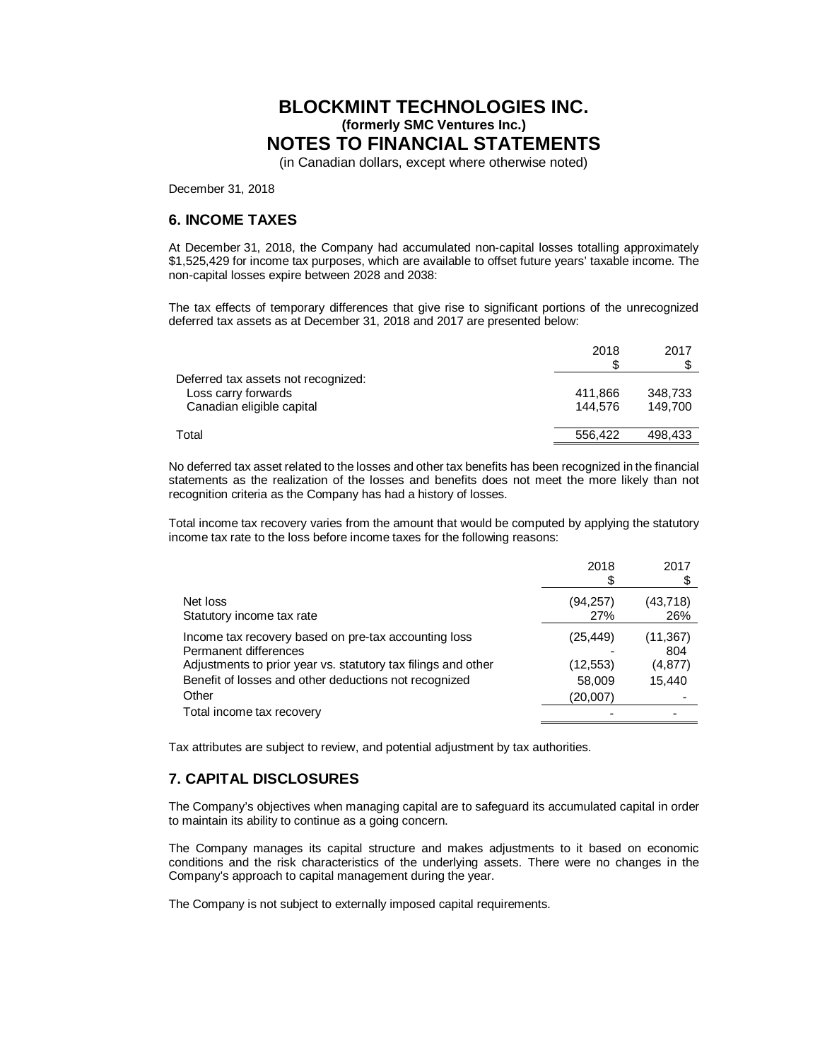# BLOCKMINT TECHNOLOGIES INC.

**(formerly SMC Ventures Inc.)**

# NOTES TO FINANCIAL STATEMENTS

(in Canadian dollars, except where otherwise noted)

December 31, 2018

## 6. INCOME TAXES

At December 31, 2018, the Company had accumulated non-capital losses totalling approximately $1,525,429 for income tax purposes, which are available to offset future years' taxable income. The non-capital losses expire between 2028 and 2038:

The tax effects of temporary differences that give rise to significant portions of the unrecognized deferred tax assets as at December 31, 2018 and 2017 are presented below:

| | 2018<br>$ | 2017<br>$ |
|---|---|---|
| Deferred tax assets not recognized: | | |
| Loss carry forwards | 411,866 | 348,733 |
| Canadian eligible capital | 144,576 | 149,700 |
| Total | 556,422 | 498,433 |

No deferred tax asset related to the losses and other tax benefits has been recognized in the financial statements as the realization of the losses and benefits does not meet the more likely than not recognition criteria as the Company has had a history of losses.

Total income tax recovery varies from the amount that would be computed by applying the statutory income tax rate to the loss before income taxes for the following reasons:

| | 2018<br>$ | 2017<br>$ |
|---|---|---|
| Net loss | (94,257) | (43,718) |
| Statutory income tax rate | 27% | 26% |
| Income tax recovery based on pre-tax accounting loss | (25,449) | (11,367) |
| Permanent differences | - | 804 |
| Adjustments to prior year vs. statutory tax filings and other | (12,553) | (4,877) |
| Benefit of losses and other deductions not recognized | 58,009 | 15,440 |
| Other | (20,007) | - |
| Total income tax recovery | - | - |

Tax attributes are subject to review, and potential adjustment by tax authorities.

## 7. CAPITAL DISCLOSURES

The Company's objectives when managing capital are to safeguard its accumulated capital in order to maintain its ability to continue as a going concern.

The Company manages its capital structure and makes adjustments to it based on economic conditions and the risk characteristics of the underlying assets. There were no changes in the Company's approach to capital management during the year.

The Company is not subject to externally imposed capital requirements.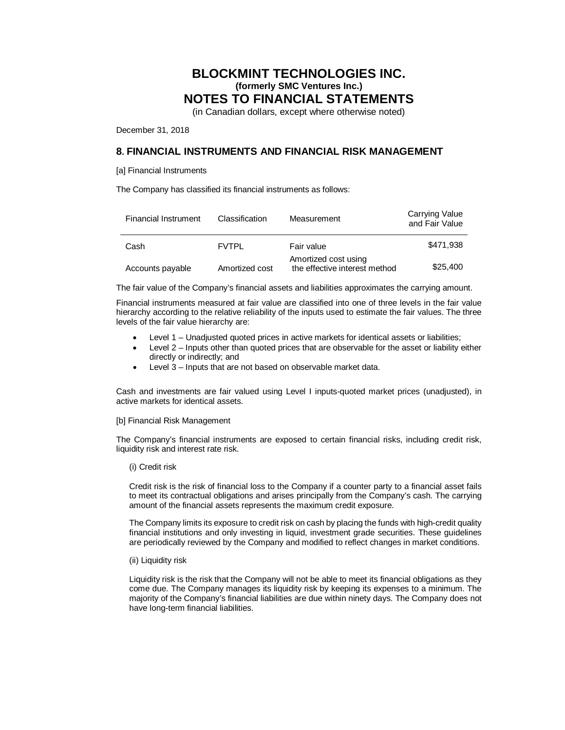# BLOCKMINT TECHNOLOGIES INC.
**(formerly SMC Ventures Inc.)**
# NOTES TO FINANCIAL STATEMENTS
(in Canadian dollars, except where otherwise noted)

December 31, 2018

## 8. FINANCIAL INSTRUMENTS AND FINANCIAL RISK MANAGEMENT

[a] Financial Instruments

The Company has classified its financial instruments as follows:

| Financial Instrument | Classification | Measurement | Carrying Value and Fair Value |
|---|---|---|---|
| Cash | FVTPL | Fair value | $471,938 |
| Accounts payable | Amortized cost | Amortized cost using the effective interest method | $25,400 |

The fair value of the Company's financial assets and liabilities approximates the carrying amount.

Financial instruments measured at fair value are classified into one of three levels in the fair value hierarchy according to the relative reliability of the inputs used to estimate the fair values. The three levels of the fair value hierarchy are:

- Level 1 – Unadjusted quoted prices in active markets for identical assets or liabilities;
- Level 2 – Inputs other than quoted prices that are observable for the asset or liability either directly or indirectly; and
- Level 3 – Inputs that are not based on observable market data.

Cash and investments are fair valued using Level I inputs-quoted market prices (unadjusted), in active markets for identical assets.

[b] Financial Risk Management

The Company's financial instruments are exposed to certain financial risks, including credit risk, liquidity risk and interest rate risk.

(i) Credit risk

Credit risk is the risk of financial loss to the Company if a counter party to a financial asset fails to meet its contractual obligations and arises principally from the Company's cash. The carrying amount of the financial assets represents the maximum credit exposure.

The Company limits its exposure to credit risk on cash by placing the funds with high-credit quality financial institutions and only investing in liquid, investment grade securities. These guidelines are periodically reviewed by the Company and modified to reflect changes in market conditions.

(ii) Liquidity risk

Liquidity risk is the risk that the Company will not be able to meet its financial obligations as they come due. The Company manages its liquidity risk by keeping its expenses to a minimum. The majority of the Company's financial liabilities are due within ninety days. The Company does not have long-term financial liabilities.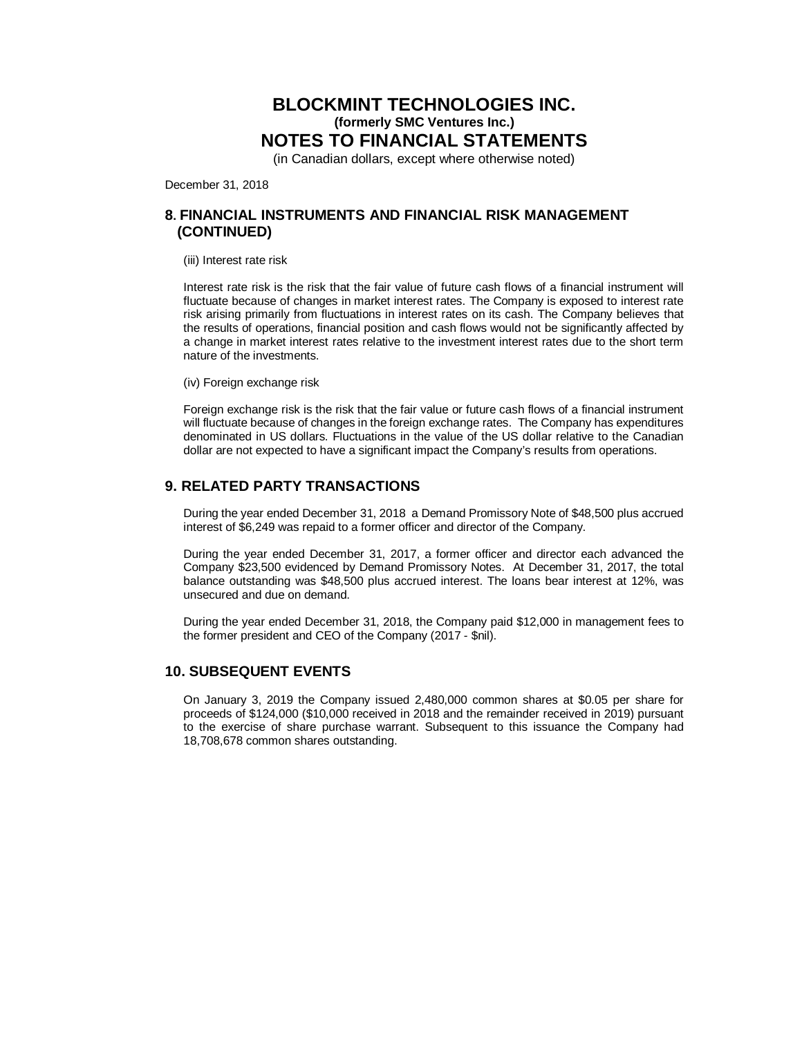# BLOCKMINT TECHNOLOGIES INC.

**(formerly SMC Ventures Inc.)**

# NOTES TO FINANCIAL STATEMENTS

(in Canadian dollars, except where otherwise noted)

December 31, 2018

## 8. FINANCIAL INSTRUMENTS AND FINANCIAL RISK MANAGEMENT (CONTINUED)

(iii) Interest rate risk

Interest rate risk is the risk that the fair value of future cash flows of a financial instrument will fluctuate because of changes in market interest rates. The Company is exposed to interest rate risk arising primarily from fluctuations in interest rates on its cash. The Company believes that the results of operations, financial position and cash flows would not be significantly affected by a change in market interest rates relative to the investment interest rates due to the short term nature of the investments.

(iv) Foreign exchange risk

Foreign exchange risk is the risk that the fair value or future cash flows of a financial instrument will fluctuate because of changes in the foreign exchange rates. The Company has expenditures denominated in US dollars. Fluctuations in the value of the US dollar relative to the Canadian dollar are not expected to have a significant impact the Company's results from operations.

## 9. RELATED PARTY TRANSACTIONS

During the year ended December 31, 2018 a Demand Promissory Note of $48,500 plus accrued interest of $6,249 was repaid to a former officer and director of the Company.

During the year ended December 31, 2017, a former officer and director each advanced the Company $23,500 evidenced by Demand Promissory Notes. At December 31, 2017, the total balance outstanding was $48,500 plus accrued interest. The loans bear interest at 12%, was unsecured and due on demand.

During the year ended December 31, 2018, the Company paid $12,000 in management fees to the former president and CEO of the Company (2017 - $nil).

## 10. SUBSEQUENT EVENTS

On January 3, 2019 the Company issued 2,480,000 common shares at $0.05 per share for proceeds of $124,000 ($10,000 received in 2018 and the remainder received in 2019) pursuant to the exercise of share purchase warrant. Subsequent to this issuance the Company had 18,708,678 common shares outstanding.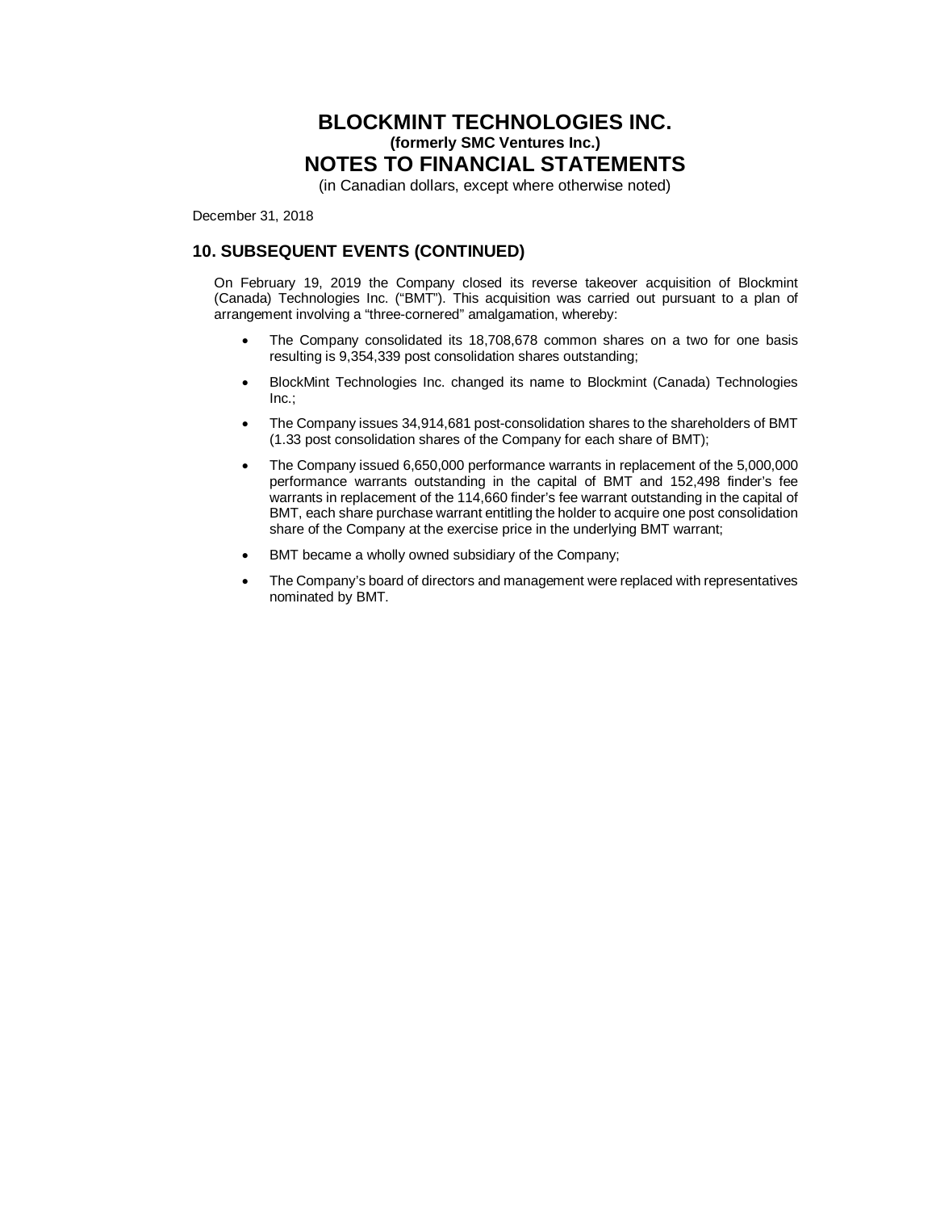# BLOCKMINT TECHNOLOGIES INC.

**(formerly SMC Ventures Inc.)**

# NOTES TO FINANCIAL STATEMENTS

(in Canadian dollars, except where otherwise noted)

December 31, 2018

## 10. SUBSEQUENT EVENTS (CONTINUED)

On February 19, 2019 the Company closed its reverse takeover acquisition of Blockmint (Canada) Technologies Inc. ("BMT"). This acquisition was carried out pursuant to a plan of arrangement involving a "three-cornered" amalgamation, whereby:

- The Company consolidated its 18,708,678 common shares on a two for one basis resulting is 9,354,339 post consolidation shares outstanding;
- BlockMint Technologies Inc. changed its name to Blockmint (Canada) Technologies Inc.;
- The Company issues 34,914,681 post-consolidation shares to the shareholders of BMT (1.33 post consolidation shares of the Company for each share of BMT);
- The Company issued 6,650,000 performance warrants in replacement of the 5,000,000 performance warrants outstanding in the capital of BMT and 152,498 finder's fee warrants in replacement of the 114,660 finder's fee warrant outstanding in the capital of BMT, each share purchase warrant entitling the holder to acquire one post consolidation share of the Company at the exercise price in the underlying BMT warrant;
- BMT became a wholly owned subsidiary of the Company;
- The Company's board of directors and management were replaced with representatives nominated by BMT.